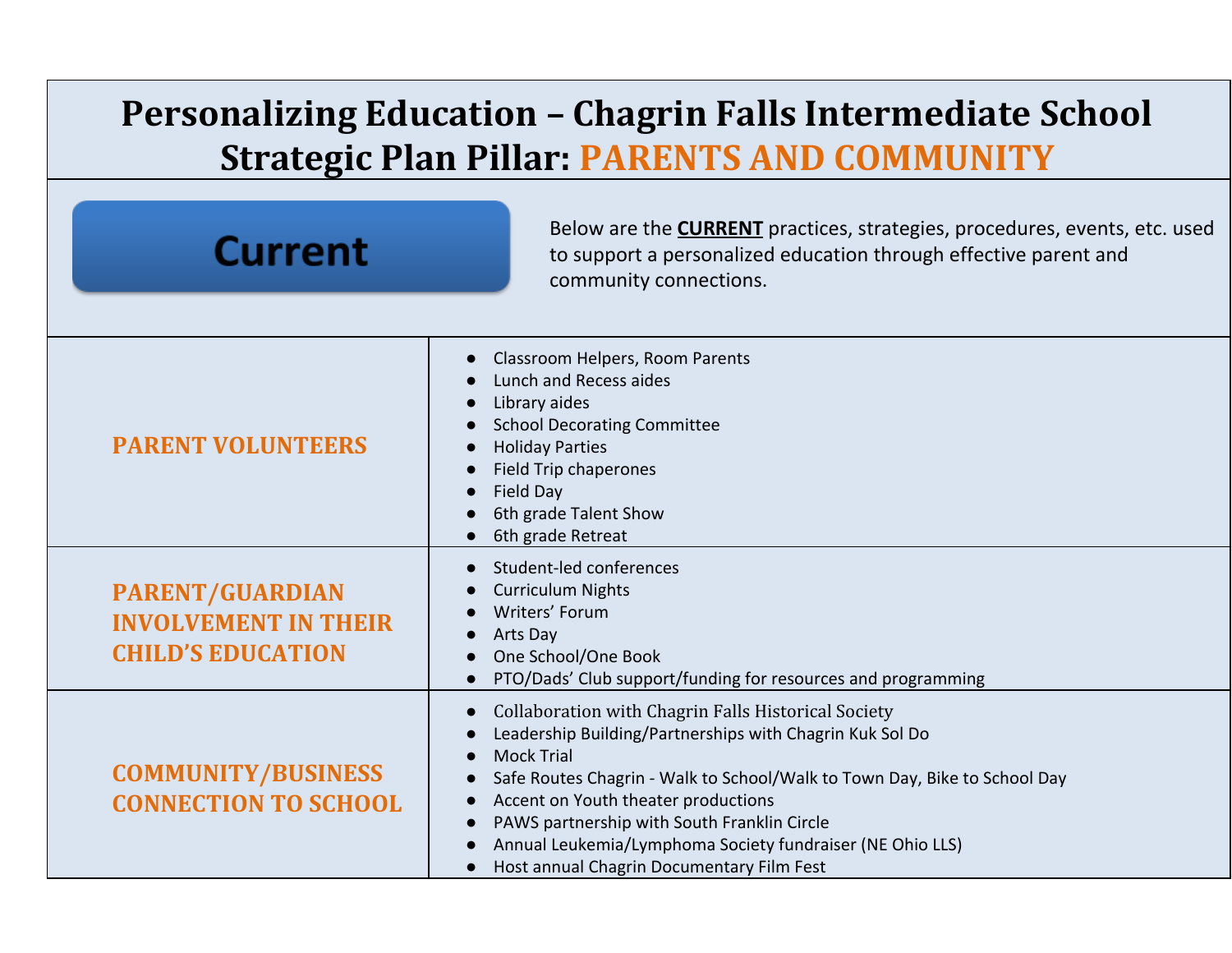# Personalizing Education – Chagrin Falls Intermediate School
## Strategic Plan Pillar: PARENTS AND COMMUNITY

**Current**

Below are the **CURRENT** practices, strategies, procedures, events, etc. used to support a personalized education through effective parent and community connections.

| | |
|---|---|
| **PARENT VOLUNTEERS** | ● Classroom Helpers, Room Parents<br>● Lunch and Recess aides<br>● Library aides<br>● School Decorating Committee<br>● Holiday Parties<br>● Field Trip chaperones<br>● Field Day<br>● 6th grade Talent Show<br>● 6th grade Retreat |
| **PARENT/GUARDIAN INVOLVEMENT IN THEIR CHILD'S EDUCATION** | ● Student-led conferences<br>● Curriculum Nights<br>● Writers' Forum<br>● Arts Day<br>● One School/One Book<br>● PTO/Dads' Club support/funding for resources and programming |
| **COMMUNITY/BUSINESS CONNECTION TO SCHOOL** | ● Collaboration with Chagrin Falls Historical Society<br>● Leadership Building/Partnerships with Chagrin Kuk Sol Do<br>● Mock Trial<br>● Safe Routes Chagrin - Walk to School/Walk to Town Day, Bike to School Day<br>● Accent on Youth theater productions<br>● PAWS partnership with South Franklin Circle<br>● Annual Leukemia/Lymphoma Society fundraiser (NE Ohio LLS)<br>● Host annual Chagrin Documentary Film Fest |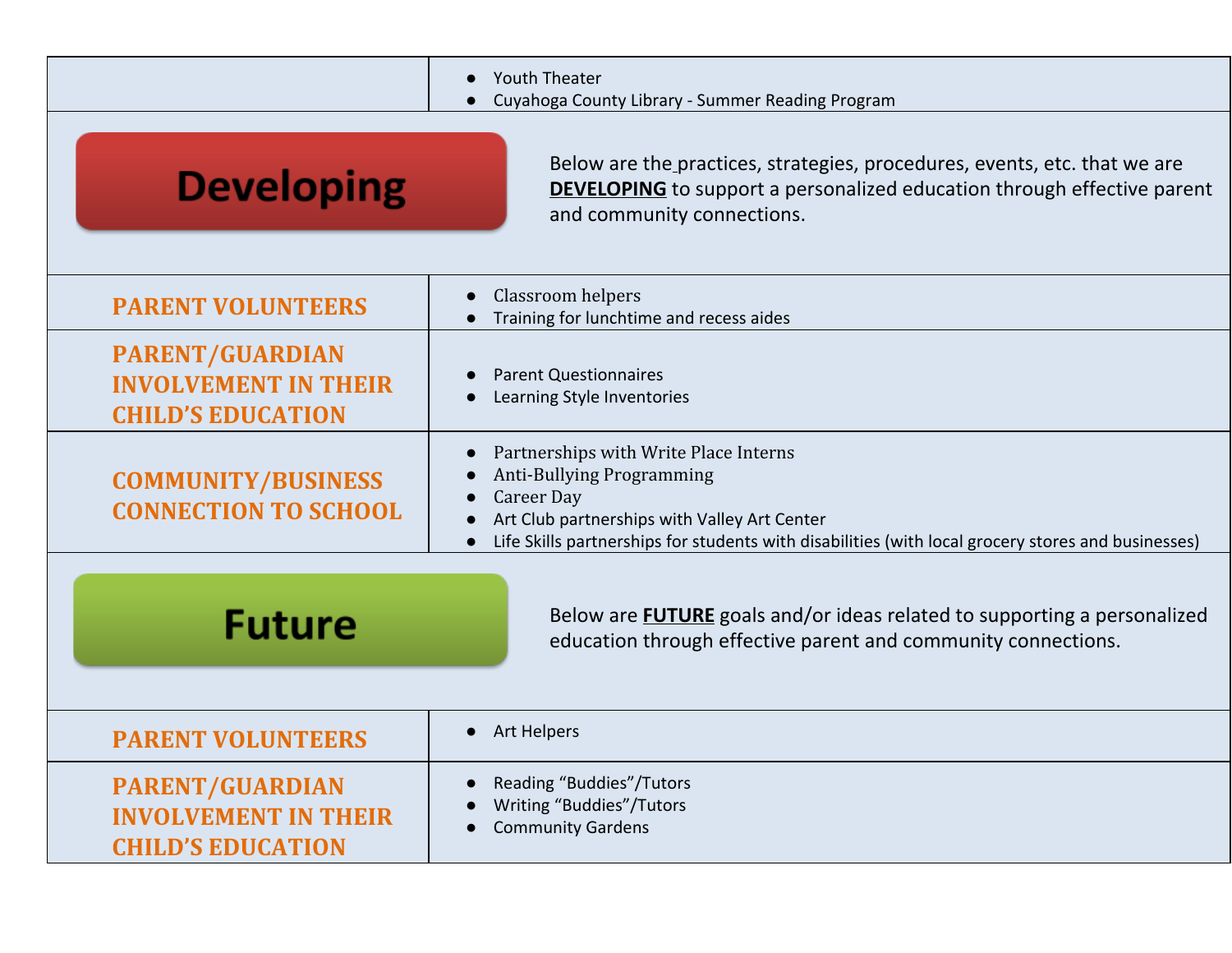| | |
|---|---|
| | - Youth Theater<br>- Cuyahoga County Library - Summer Reading Program |
| **Developing** | Below are the practices, strategies, procedures, events, etc. that we are **DEVELOPING** to support a personalized education through effective parent and community connections. |
| **PARENT VOLUNTEERS** | - Classroom helpers<br>- Training for lunchtime and recess aides |
| **PARENT/GUARDIAN INVOLVEMENT IN THEIR CHILD'S EDUCATION** | - Parent Questionnaires<br>- Learning Style Inventories |
| **COMMUNITY/BUSINESS CONNECTION TO SCHOOL** | - Partnerships with Write Place Interns<br>- Anti-Bullying Programming<br>- Career Day<br>- Art Club partnerships with Valley Art Center<br>- Life Skills partnerships for students with disabilities (with local grocery stores and businesses) |
| **Future** | Below are **FUTURE** goals and/or ideas related to supporting a personalized education through effective parent and community connections. |
| **PARENT VOLUNTEERS** | - Art Helpers |
| **PARENT/GUARDIAN INVOLVEMENT IN THEIR CHILD'S EDUCATION** | - Reading "Buddies"/Tutors<br>- Writing "Buddies"/Tutors<br>- Community Gardens |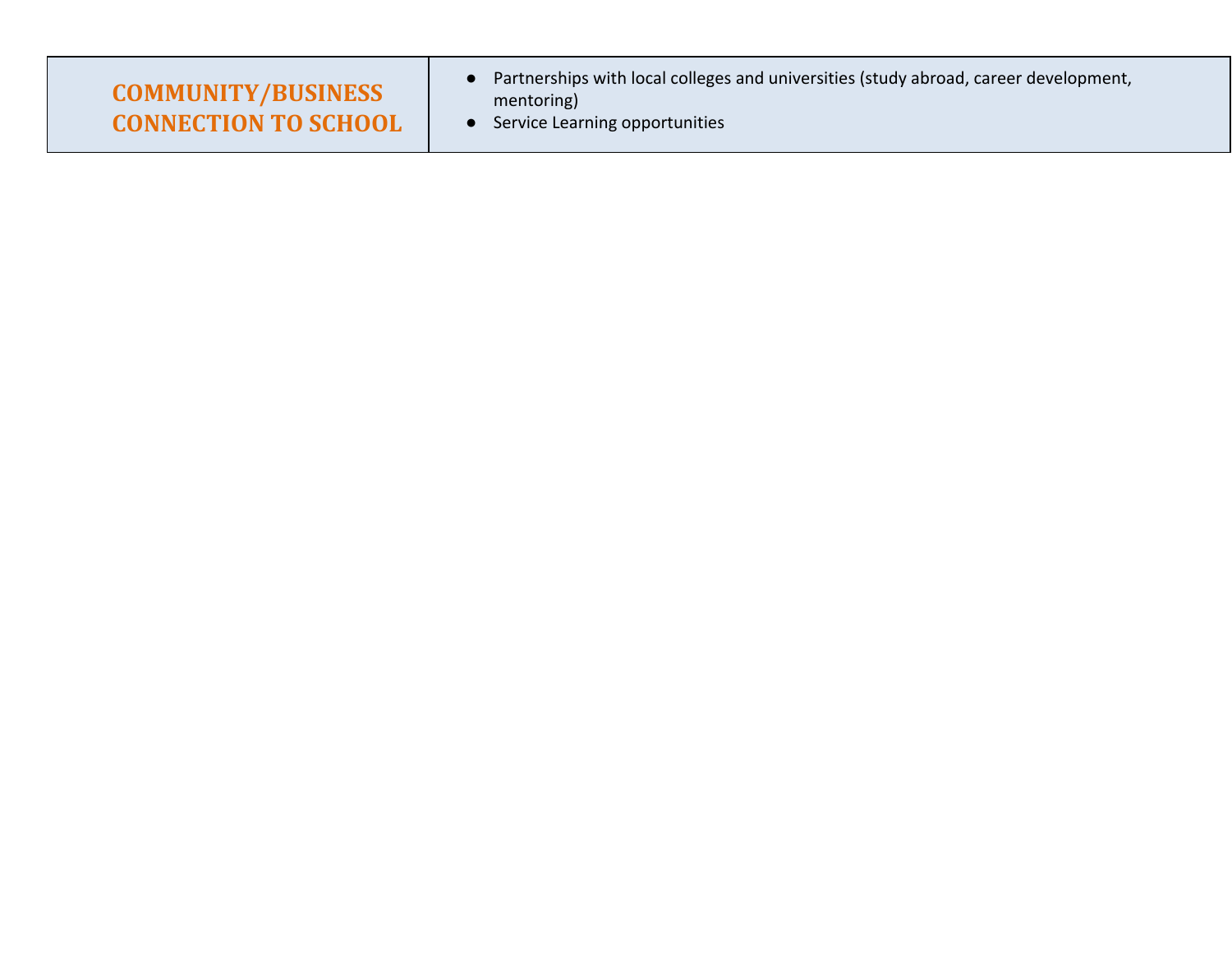| | |
|---|---|
| **COMMUNITY/BUSINESS CONNECTION TO SCHOOL** | ● Partnerships with local colleges and universities (study abroad, career development, mentoring)<br>● Service Learning opportunities |